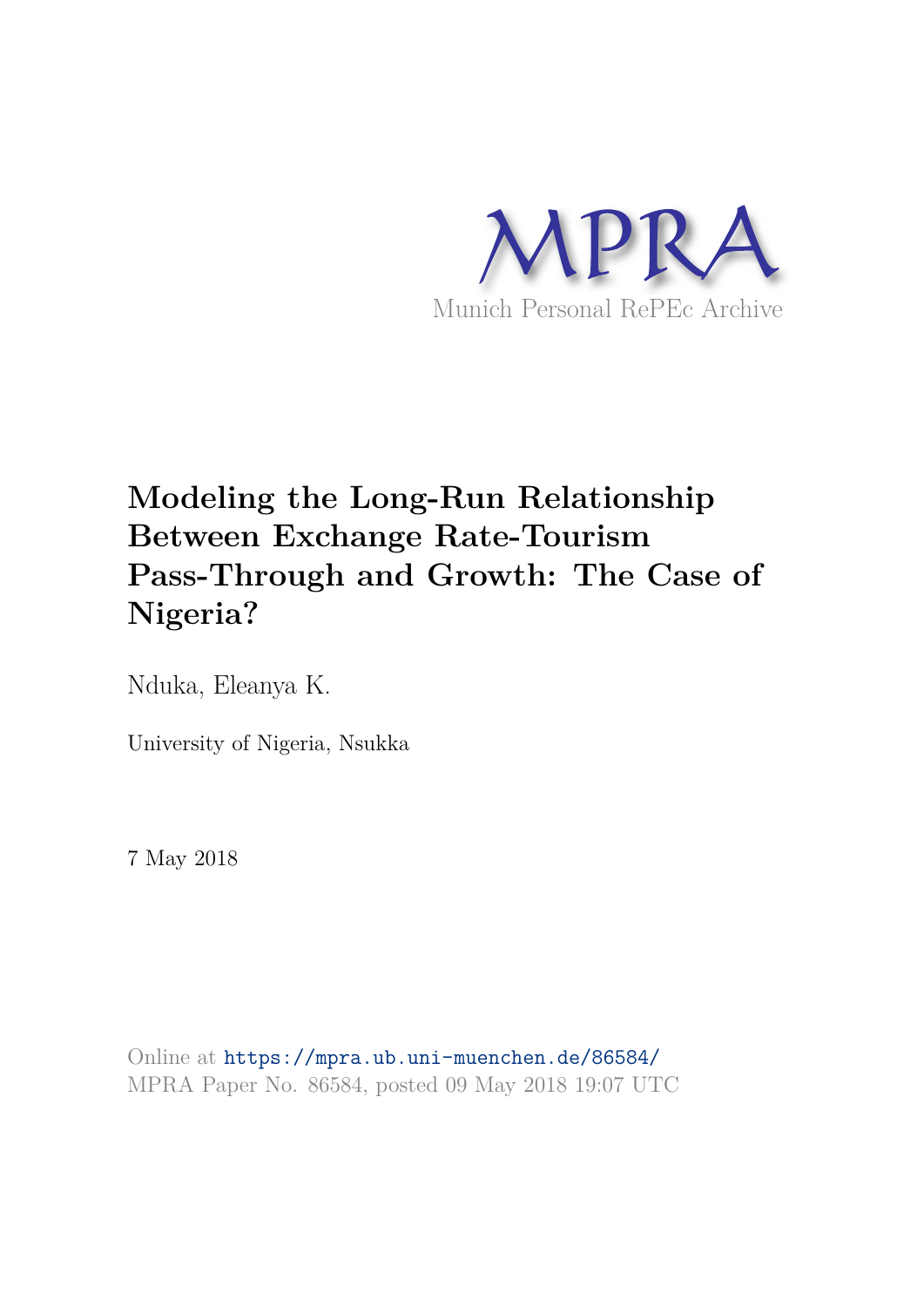MPRA

Munich Personal RePEc Archive

# Modeling the Long-Run Relationship Between Exchange Rate-Tourism Pass-Through and Growth: The Case of Nigeria?

Nduka, Eleanya K.

University of Nigeria, Nsukka

7 May 2018

Online at https://mpra.ub.uni-muenchen.de/86584/
MPRA Paper No. 86584, posted 09 May 2018 19:07 UTC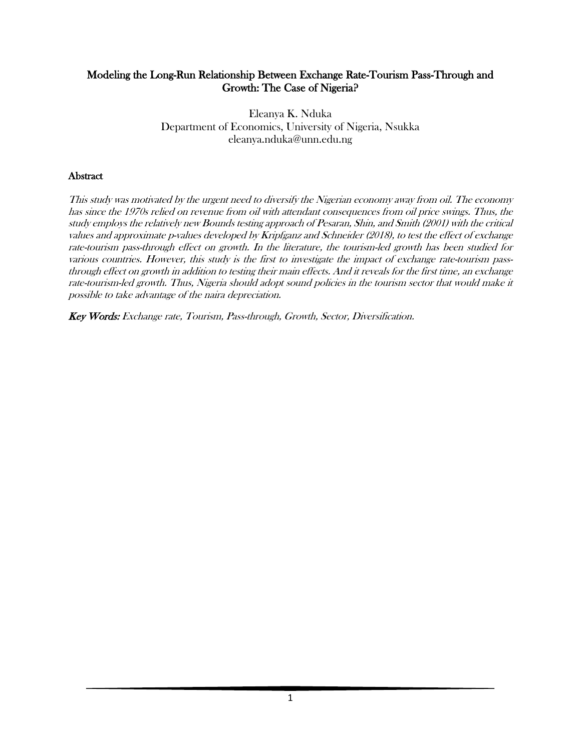# Modeling the Long-Run Relationship Between Exchange Rate-Tourism Pass-Through and Growth: The Case of Nigeria?

Eleanya K. Nduka
Department of Economics, University of Nigeria, Nsukka
eleanya.nduka@unn.edu.ng

## Abstract

*This study was motivated by the urgent need to diversify the Nigerian economy away from oil. The economy has since the 1970s relied on revenue from oil with attendant consequences from oil price swings. Thus, the study employs the relatively new Bounds testing approach of Pesaran, Shin, and Smith (2001) with the critical values and approximate p-values developed by Kripfganz and Schneider (2018), to test the effect of exchange rate-tourism pass-through effect on growth. In the literature, the tourism-led growth has been studied for various countries. However, this study is the first to investigate the impact of exchange rate-tourism pass-through effect on growth in addition to testing their main effects. And it reveals for the first time, an exchange rate-tourism-led growth. Thus, Nigeria should adopt sound policies in the tourism sector that would make it possible to take advantage of the naira depreciation.*

***Key Words:*** *Exchange rate, Tourism, Pass-through, Growth, Sector, Diversification.*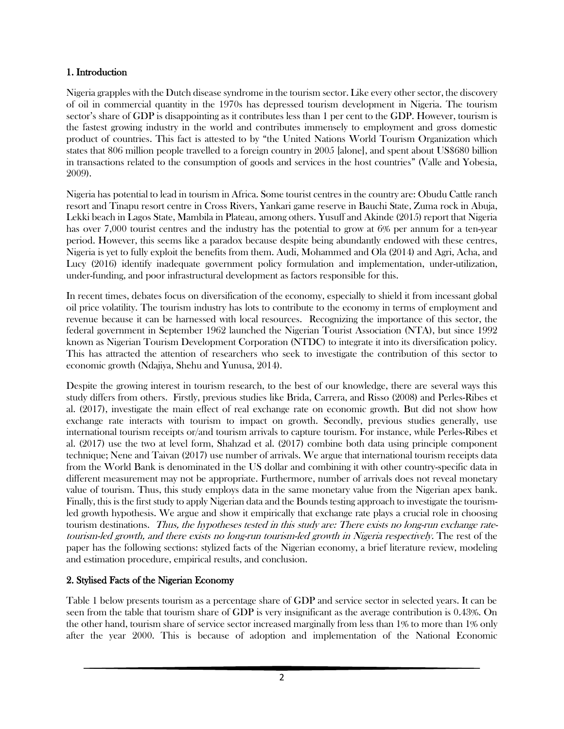## 1. Introduction

Nigeria grapples with the Dutch disease syndrome in the tourism sector. Like every other sector, the discovery of oil in commercial quantity in the 1970s has depressed tourism development in Nigeria. The tourism sector's share of GDP is disappointing as it contributes less than 1 per cent to the GDP. However, tourism is the fastest growing industry in the world and contributes immensely to employment and gross domestic product of countries. This fact is attested to by "the United Nations World Tourism Organization which states that 806 million people travelled to a foreign country in 2005 [alone], and spent about US$680 billion in transactions related to the consumption of goods and services in the host countries" (Valle and Yobesia, 2009).

Nigeria has potential to lead in tourism in Africa. Some tourist centres in the country are: Obudu Cattle ranch resort and Tinapu resort centre in Cross Rivers, Yankari game reserve in Bauchi State, Zuma rock in Abuja, Lekki beach in Lagos State, Mambila in Plateau, among others. Yusuff and Akinde (2015) report that Nigeria has over 7,000 tourist centres and the industry has the potential to grow at 6% per annum for a ten-year period. However, this seems like a paradox because despite being abundantly endowed with these centres, Nigeria is yet to fully exploit the benefits from them. Audi, Mohammed and Ola (2014) and Agri, Acha, and Lucy (2016) identify inadequate government policy formulation and implementation, under-utilization, under-funding, and poor infrastructural development as factors responsible for this.

In recent times, debates focus on diversification of the economy, especially to shield it from incessant global oil price volatility. The tourism industry has lots to contribute to the economy in terms of employment and revenue because it can be harnessed with local resources. Recognizing the importance of this sector, the federal government in September 1962 launched the Nigerian Tourist Association (NTA), but since 1992 known as Nigerian Tourism Development Corporation (NTDC) to integrate it into its diversification policy. This has attracted the attention of researchers who seek to investigate the contribution of this sector to economic growth (Ndajiya, Shehu and Yunusa, 2014).

Despite the growing interest in tourism research, to the best of our knowledge, there are several ways this study differs from others. Firstly, previous studies like Brida, Carrera, and Risso (2008) and Perles-Ribes et al. (2017), investigate the main effect of real exchange rate on economic growth. But did not show how exchange rate interacts with tourism to impact on growth. Secondly, previous studies generally, use international tourism receipts or/and tourism arrivals to capture tourism. For instance, while Perles-Ribes et al. (2017) use the two at level form, Shahzad et al. (2017) combine both data using principle component technique; Nene and Taivan (2017) use number of arrivals. We argue that international tourism receipts data from the World Bank is denominated in the US dollar and combining it with other country-specific data in different measurement may not be appropriate. Furthermore, number of arrivals does not reveal monetary value of tourism. Thus, this study employs data in the same monetary value from the Nigerian apex bank. Finally, this is the first study to apply Nigerian data and the Bounds testing approach to investigate the tourism-led growth hypothesis. We argue and show it empirically that exchange rate plays a crucial role in choosing tourism destinations. *Thus, the hypotheses tested in this study are: There exists no long-run exchange rate-tourism-led growth, and there exists no long-run tourism-led growth in Nigeria respectively.* The rest of the paper has the following sections: stylized facts of the Nigerian economy, a brief literature review, modeling and estimation procedure, empirical results, and conclusion.

## 2. Stylised Facts of the Nigerian Economy

Table 1 below presents tourism as a percentage share of GDP and service sector in selected years. It can be seen from the table that tourism share of GDP is very insignificant as the average contribution is 0.43%. On the other hand, tourism share of service sector increased marginally from less than 1% to more than 1% only after the year 2000. This is because of adoption and implementation of the National Economic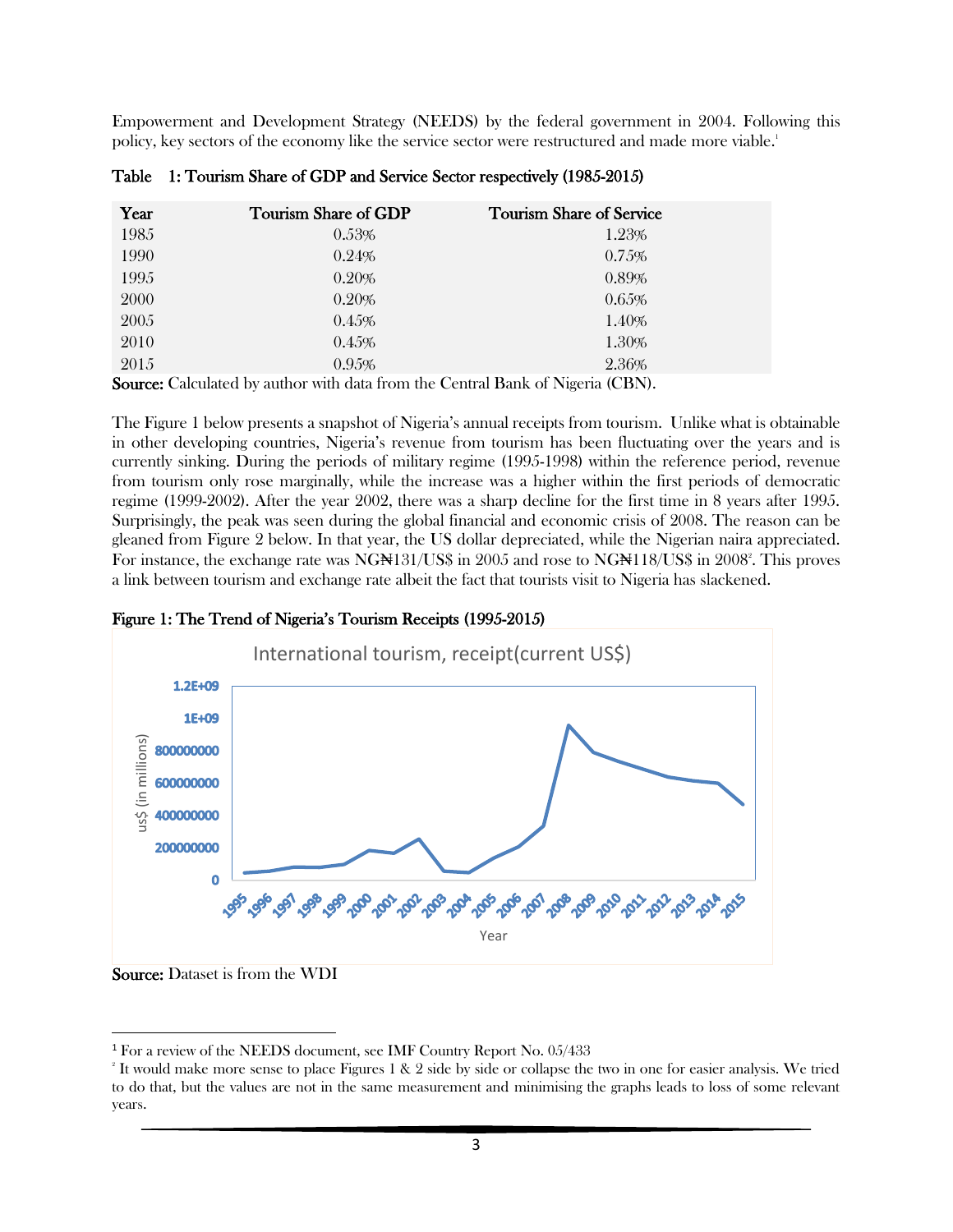Empowerment and Development Strategy (NEEDS) by the federal government in 2004. Following this policy, key sectors of the economy like the service sector were restructured and made more viable.[1]

**Table 1: Tourism Share of GDP and Service Sector respectively (1985-2015)**

| Year | Tourism Share of GDP | Tourism Share of Service |
|---|---|---|
| 1985 | 0.53% | 1.23% |
| 1990 | 0.24% | 0.75% |
| 1995 | 0.20% | 0.89% |
| 2000 | 0.20% | 0.65% |
| 2005 | 0.45% | 1.40% |
| 2010 | 0.45% | 1.30% |
| 2015 | 0.95% | 2.36% |

**Source:** Calculated by author with data from the Central Bank of Nigeria (CBN).

The Figure 1 below presents a snapshot of Nigeria's annual receipts from tourism. Unlike what is obtainable in other developing countries, Nigeria's revenue from tourism has been fluctuating over the years and is currently sinking. During the periods of military regime (1995-1998) within the reference period, revenue from tourism only rose marginally, while the increase was a higher within the first periods of democratic regime (1999-2002). After the year 2002, there was a sharp decline for the first time in 8 years after 1995. Surprisingly, the peak was seen during the global financial and economic crisis of 2008. The reason can be gleaned from Figure 2 below. In that year, the US dollar depreciated, while the Nigerian naira appreciated. For instance, the exchange rate was NG₦131/US$ in 2005 and rose to NG₦118/US$ in 2008[2]. This proves a link between tourism and exchange rate albeit the fact that tourists visit to Nigeria has slackened.

**Figure 1: The Trend of Nigeria's Tourism Receipts (1995-2015)**

International tourism, receipt(current US$)

us$ (in millions)

1.2E+09
1E+09
800000000
600000000
400000000
200000000
0

1995 1996 1997 1998 1999 2000 2001 2002 2003 2004 2005 2006 2007 2008 2009 2010 2011 2012 2013 2014 2015

Year

**Source:** Dataset is from the WDI

---

[1] For a review of the NEEDS document, see IMF Country Report No. 05/433

[2] It would make more sense to place Figures 1 & 2 side by side or collapse the two in one for easier analysis. We tried to do that, but the values are not in the same measurement and minimising the graphs leads to loss of some relevant years.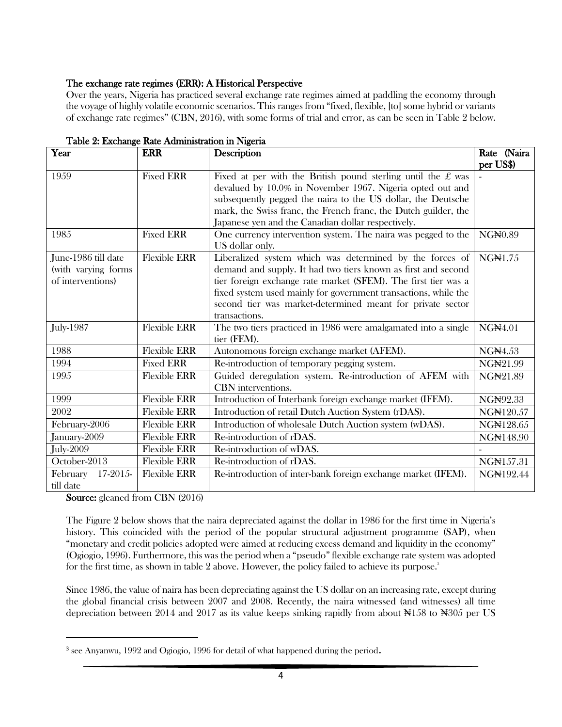**The exchange rate regimes (ERR): A Historical Perspective**

Over the years, Nigeria has practiced several exchange rate regimes aimed at paddling the economy through the voyage of highly volatile economic scenarios. This ranges from "fixed, flexible, [to] some hybrid or variants of exchange rate regimes" (CBN, 2016), with some forms of trial and error, as can be seen in Table 2 below.

**Table 2: Exchange Rate Administration in Nigeria**

| Year | ERR | Description | Rate (Naira per US$) |
|---|---|---|---|
| 1959 | Fixed ERR | Fixed at per with the British pound sterling until the £ was devalued by 10.0% in November 1967. Nigeria opted out and subsequently pegged the naira to the US dollar, the Deutsche mark, the Swiss franc, the French franc, the Dutch guilder, the Japanese yen and the Canadian dollar respectively. | - |
| 1985 | Fixed ERR | One currency intervention system. The naira was pegged to the US dollar only. | NG₦0.89 |
| June-1986 till date (with varying forms of interventions) | Flexible ERR | Liberalized system which was determined by the forces of demand and supply. It had two tiers known as first and second tier foreign exchange rate market (SFEM). The first tier was a fixed system used mainly for government transactions, while the second tier was market-determined meant for private sector transactions. | NG₦1.75 |
| July-1987 | Flexible ERR | The two tiers practiced in 1986 were amalgamated into a single tier (FEM). | NG₦4.01 |
| 1988 | Flexible ERR | Autonomous foreign exchange market (AFEM). | NG₦4.53 |
| 1994 | Fixed ERR | Re-introduction of temporary pegging system. | NG₦21.99 |
| 1995 | Flexible ERR | Guided deregulation system. Re-introduction of AFEM with CBN interventions. | NG₦21.89 |
| 1999 | Flexible ERR | Introduction of Interbank foreign exchange market (IFEM). | NG₦92.33 |
| 2002 | Flexible ERR | Introduction of retail Dutch Auction System (rDAS). | NG₦120.57 |
| February-2006 | Flexible ERR | Introduction of wholesale Dutch Auction system (wDAS). | NG₦128.65 |
| January-2009 | Flexible ERR | Re-introduction of rDAS. | NG₦148.90 |
| July-2009 | Flexible ERR | Re-introduction of wDAS. | - |
| October-2013 | Flexible ERR | Re-introduction of rDAS. | NG₦157.31 |
| February 17-2015-till date | Flexible ERR | Re-introduction of inter-bank foreign exchange market (IFEM). | NG₦192.44 |

**Source:** gleaned from CBN (2016)

The Figure 2 below shows that the naira depreciated against the dollar in 1986 for the first time in Nigeria's history. This coincided with the period of the popular structural adjustment programme (SAP), when "monetary and credit policies adopted were aimed at reducing excess demand and liquidity in the economy" (Ogiogio, 1996). Furthermore, this was the period when a "pseudo" flexible exchange rate system was adopted for the first time, as shown in table 2 above. However, the policy failed to achieve its purpose.[3]

Since 1986, the value of naira has been depreciating against the US dollar on an increasing rate, except during the global financial crisis between 2007 and 2008. Recently, the naira witnessed (and witnesses) all time depreciation between 2014 and 2017 as its value keeps sinking rapidly from about ₦158 to ₦305 per US

[3] see Anyanwu, 1992 and Ogiogio, 1996 for detail of what happened during the period.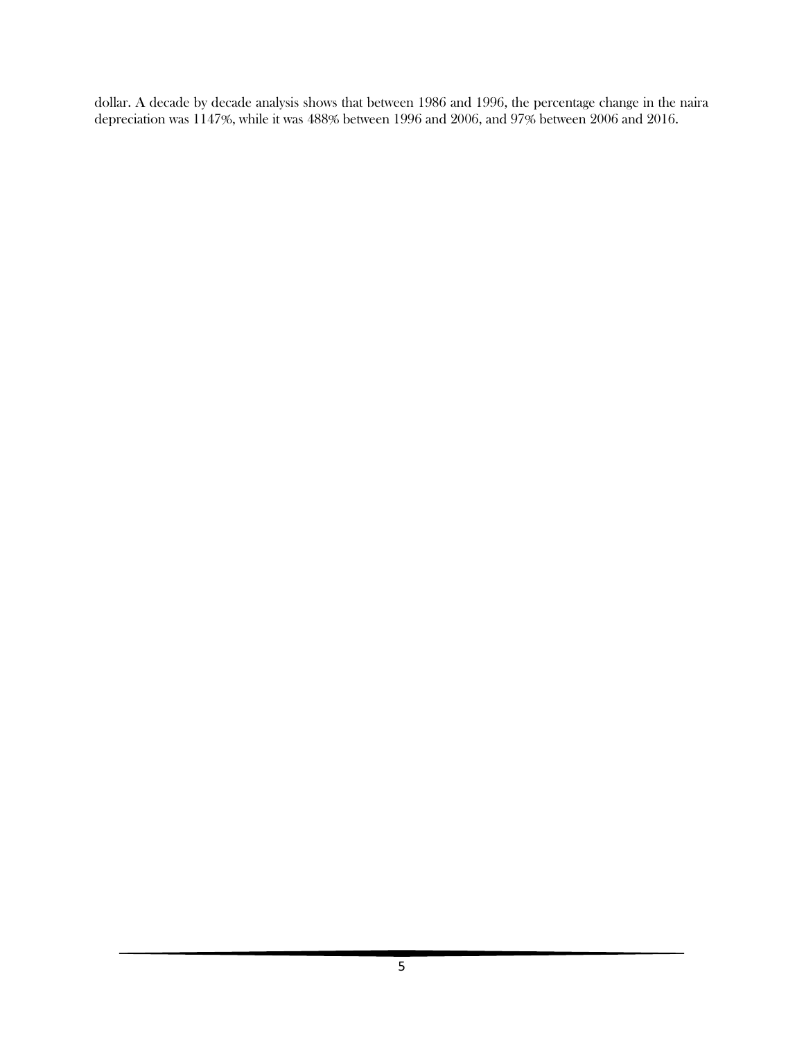dollar. A decade by decade analysis shows that between 1986 and 1996, the percentage change in the naira depreciation was 1147%, while it was 488% between 1996 and 2006, and 97% between 2006 and 2016.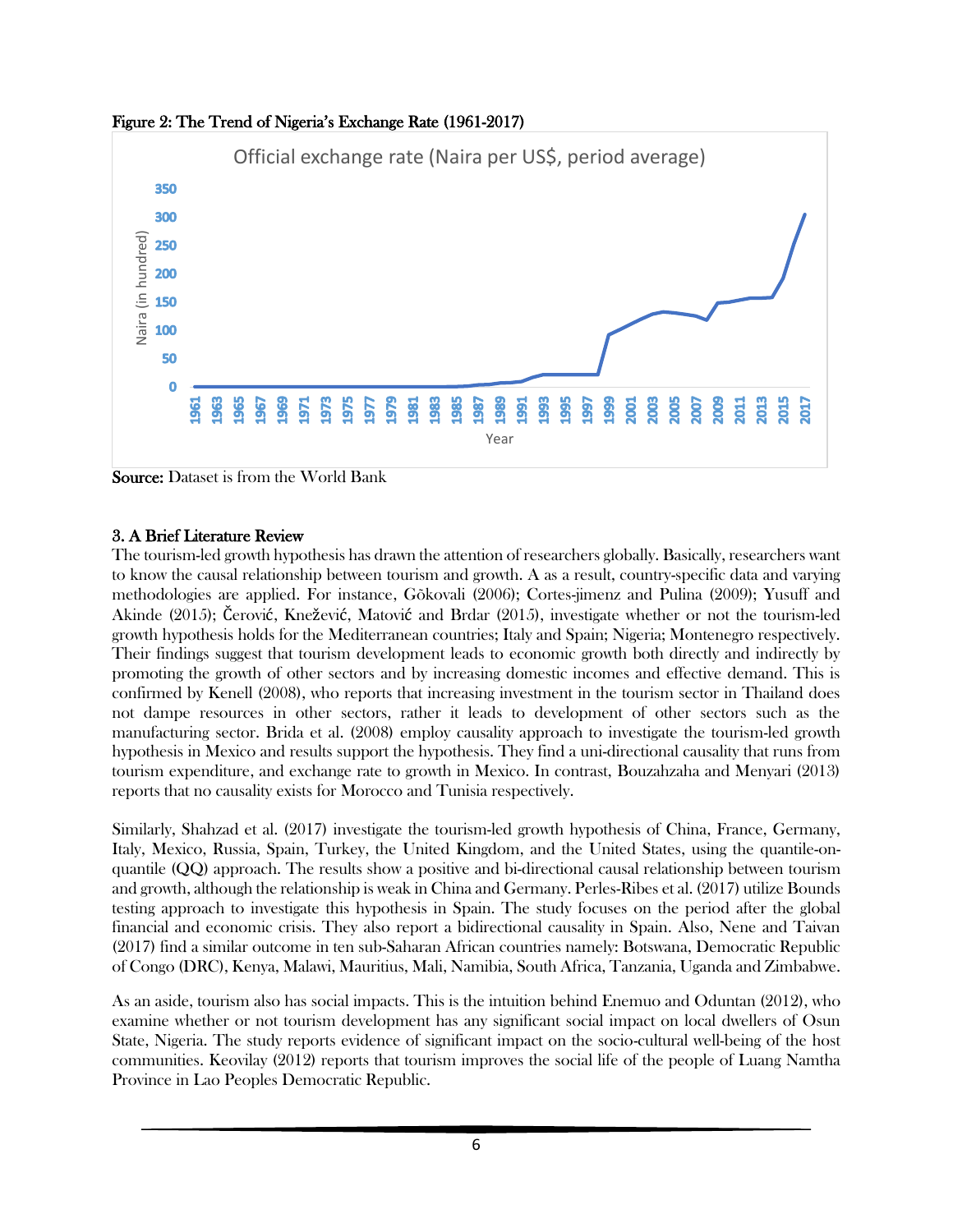**Figure 2: The Trend of Nigeria's Exchange Rate (1961-2017)**

Official exchange rate (Naira per US$, period average)

Naira (in hundred)

350
300
250
200
150
100
50
0

1961 1963 1965 1967 1969 1971 1973 1975 1977 1979 1981 1983 1985 1987 1989 1991 1993 1995 1997 1999 2001 2003 2005 2007 2009 2011 2013 2015 2017

Year

**Source:** Dataset is from the World Bank

### 3. A Brief Literature Review

The tourism-led growth hypothesis has drawn the attention of researchers globally. Basically, researchers want to know the causal relationship between tourism and growth. A as a result, country-specific data and varying methodologies are applied. For instance, Gõkovali (2006); Cortes-jimenz and Pulina (2009); Yusuff and Akinde (2015); Čerović, Knežević, Matović and Brdar (2015), investigate whether or not the tourism-led growth hypothesis holds for the Mediterranean countries; Italy and Spain; Nigeria; Montenegro respectively. Their findings suggest that tourism development leads to economic growth both directly and indirectly by promoting the growth of other sectors and by increasing domestic incomes and effective demand. This is confirmed by Kenell (2008), who reports that increasing investment in the tourism sector in Thailand does not dampe resources in other sectors, rather it leads to development of other sectors such as the manufacturing sector. Brida et al. (2008) employ causality approach to investigate the tourism-led growth hypothesis in Mexico and results support the hypothesis. They find a uni-directional causality that runs from tourism expenditure, and exchange rate to growth in Mexico. In contrast, Bouzahzaha and Menyari (2013) reports that no causality exists for Morocco and Tunisia respectively.

Similarly, Shahzad et al. (2017) investigate the tourism-led growth hypothesis of China, France, Germany, Italy, Mexico, Russia, Spain, Turkey, the United Kingdom, and the United States, using the quantile-on-quantile (QQ) approach. The results show a positive and bi-directional causal relationship between tourism and growth, although the relationship is weak in China and Germany. Perles-Ribes et al. (2017) utilize Bounds testing approach to investigate this hypothesis in Spain. The study focuses on the period after the global financial and economic crisis. They also report a bidirectional causality in Spain. Also, Nene and Taivan (2017) find a similar outcome in ten sub-Saharan African countries namely: Botswana, Democratic Republic of Congo (DRC), Kenya, Malawi, Mauritius, Mali, Namibia, South Africa, Tanzania, Uganda and Zimbabwe.

As an aside, tourism also has social impacts. This is the intuition behind Enemuo and Oduntan (2012), who examine whether or not tourism development has any significant social impact on local dwellers of Osun State, Nigeria. The study reports evidence of significant impact on the socio-cultural well-being of the host communities. Keovilay (2012) reports that tourism improves the social life of the people of Luang Namtha Province in Lao Peoples Democratic Republic.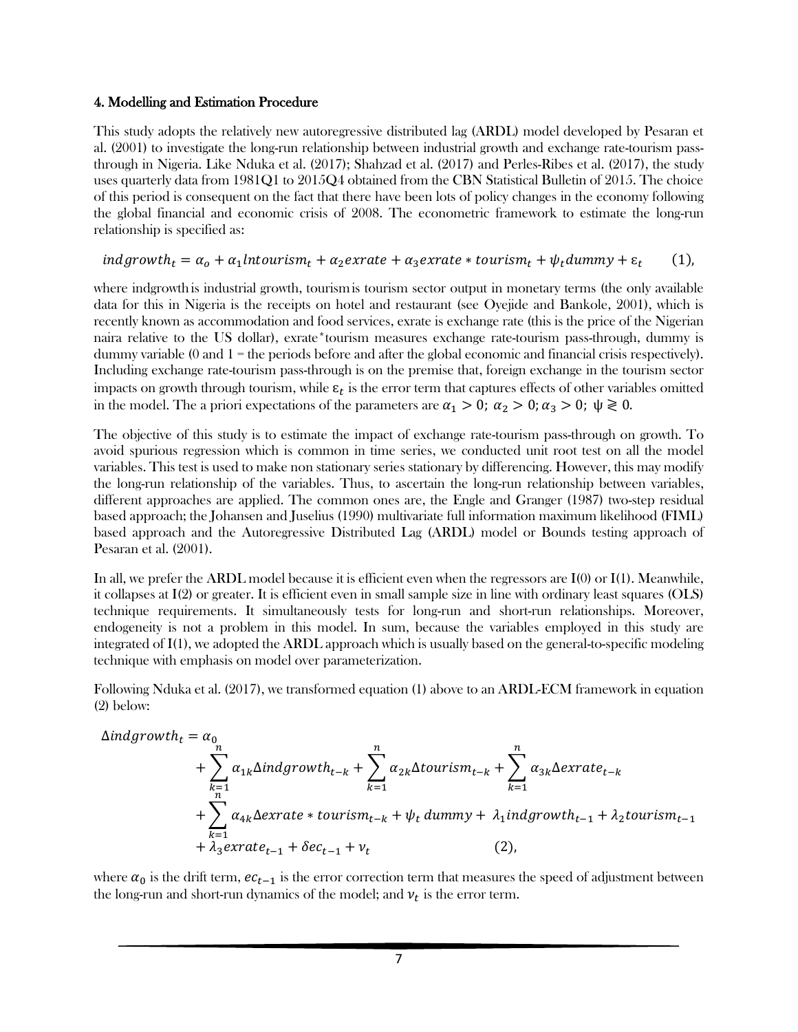**4. Modelling and Estimation Procedure**

This study adopts the relatively new autoregressive distributed lag (ARDL) model developed by Pesaran et al. (2001) to investigate the long-run relationship between industrial growth and exchange rate-tourism pass-through in Nigeria. Like Nduka et al. (2017); Shahzad et al. (2017) and Perles-Ribes et al. (2017), the study uses quarterly data from 1981Q1 to 2015Q4 obtained from the CBN Statistical Bulletin of 2015. The choice of this period is consequent on the fact that there have been lots of policy changes in the economy following the global financial and economic crisis of 2008. The econometric framework to estimate the long-run relationship is specified as:

$$indgrowth_t = \alpha_o + \alpha_1 lntourism_t + \alpha_2 exrate + \alpha_3 exrate * tourism_t + \psi_t dummy + \varepsilon_t \qquad (1),$$

where indgrowth is industrial growth, tourism is tourism sector output in monetary terms (the only available data for this in Nigeria is the receipts on hotel and restaurant (see Oyejide and Bankole, 2001), which is recently known as accommodation and food services, exrate is exchange rate (this is the price of the Nigerian naira relative to the US dollar), exrate*tourism measures exchange rate-tourism pass-through, dummy is dummy variable (0 and 1 = the periods before and after the global economic and financial crisis respectively). Including exchange rate-tourism pass-through is on the premise that, foreign exchange in the tourism sector impacts on growth through tourism, while $\varepsilon_t$ is the error term that captures effects of other variables omitted in the model. The a priori expectations of the parameters are $\alpha_1 > 0;\ \alpha_2 > 0; \alpha_3 > 0;\ \psi \gtrless 0$.

The objective of this study is to estimate the impact of exchange rate-tourism pass-through on growth. To avoid spurious regression which is common in time series, we conducted unit root test on all the model variables. This test is used to make non stationary series stationary by differencing. However, this may modify the long-run relationship of the variables. Thus, to ascertain the long-run relationship between variables, different approaches are applied. The common ones are, the Engle and Granger (1987) two-step residual based approach; the Johansen and Juselius (1990) multivariate full information maximum likelihood (FIML) based approach and the Autoregressive Distributed Lag (ARDL) model or Bounds testing approach of Pesaran et al. (2001).

In all, we prefer the ARDL model because it is efficient even when the regressors are I(0) or I(1). Meanwhile, it collapses at I(2) or greater. It is efficient even in small sample size in line with ordinary least squares (OLS) technique requirements. It simultaneously tests for long-run and short-run relationships. Moreover, endogeneity is not a problem in this model. In sum, because the variables employed in this study are integrated of I(1), we adopted the ARDL approach which is usually based on the general-to-specific modeling technique with emphasis on model over parameterization.

Following Nduka et al. (2017), we transformed equation (1) above to an ARDL-ECM framework in equation (2) below:

$$\begin{aligned}
\Delta indgrowth_t = \alpha_0 &+ \sum_{k=1}^{n} \alpha_{1k} \Delta indgrowth_{t-k} + \sum_{k=1}^{n} \alpha_{2k} \Delta tourism_{t-k} + \sum_{k=1}^{n} \alpha_{3k} \Delta exrate_{t-k} \\
&+ \sum_{k=1}^{n} \alpha_{4k} \Delta exrate * tourism_{t-k} + \psi_t\, dummy + \lambda_1 indgrowth_{t-1} + \lambda_2 tourism_{t-1} \\
&+ \lambda_3 exrate_{t-1} + \delta ec_{t-1} + \nu_t \qquad (2),
\end{aligned}$$

where $\alpha_0$ is the drift term, $ec_{t-1}$ is the error correction term that measures the speed of adjustment between the long-run and short-run dynamics of the model; and $\nu_t$ is the error term.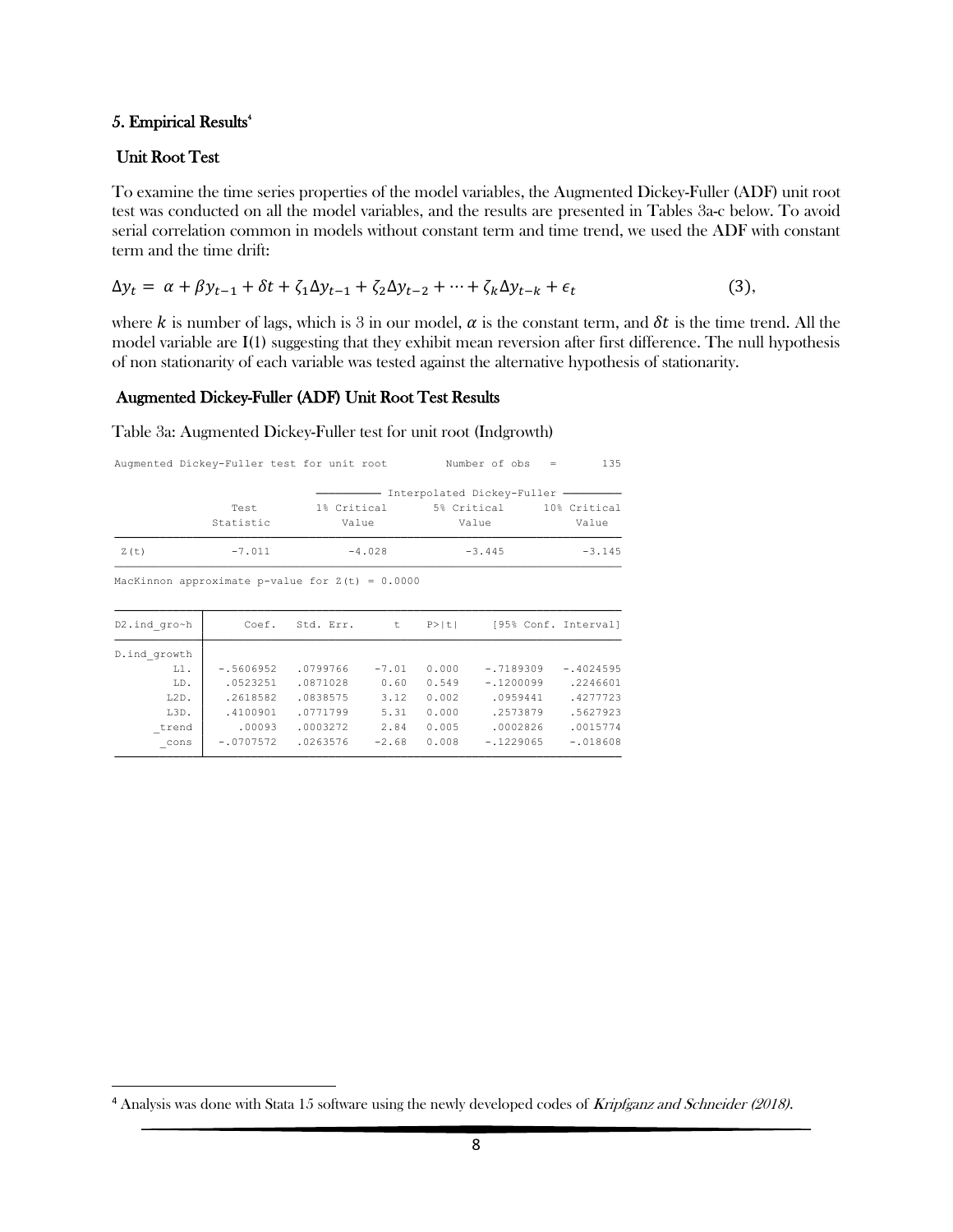## 5. Empirical Results[4]

### Unit Root Test

To examine the time series properties of the model variables, the Augmented Dickey-Fuller (ADF) unit root test was conducted on all the model variables, and the results are presented in Tables 3a-c below. To avoid serial correlation common in models without constant term and time trend, we used the ADF with constant term and the time drift:

$$\Delta y_t = \alpha + \beta y_{t-1} + \delta t + \zeta_1 \Delta y_{t-1} + \zeta_2 \Delta y_{t-2} + \cdots + \zeta_k \Delta y_{t-k} + \epsilon_t \qquad (3),$$

where $k$ is number of lags, which is 3 in our model, $\alpha$ is the constant term, and $\delta t$ is the time trend. All the model variable are I(1) suggesting that they exhibit mean reversion after first difference. The null hypothesis of non stationarity of each variable was tested against the alternative hypothesis of stationarity.

### Augmented Dickey-Fuller (ADF) Unit Root Test Results

Table 3a: Augmented Dickey-Fuller test for unit root (Indgrowth)

Augmented Dickey-Fuller test for unit root Number of obs = 135

| | Test Statistic | Interpolated Dickey-Fuller: 1% Critical Value | 5% Critical Value | 10% Critical Value |
|---|---|---|---|---|
| Z(t) | -7.011 | -4.028 | -3.445 | -3.145 |

MacKinnon approximate p-value for Z(t) = 0.0000

| D2.ind_gro~h | Coef. | Std. Err. | t | P>\|t\| | [95% Conf. Interval] | |
|---|---|---|---|---|---|---|
| D.ind_growth | | | | | | |
| L1. | -.5606952 | .0799766 | -7.01 | 0.000 | -.7189309 | -.4024595 |
| LD. | .0523251 | .0871028 | 0.60 | 0.549 | -.1200099 | .2246601 |
| L2D. | .2618582 | .0838575 | 3.12 | 0.002 | .0959441 | .4277723 |
| L3D. | .4100901 | .0771799 | 5.31 | 0.000 | .2573879 | .5627923 |
| _trend | .00093 | .0003272 | 2.84 | 0.005 | .0002826 | .0015774 |
| _cons | -.0707572 | .0263576 | -2.68 | 0.008 | -.1229065 | -.018608 |

[4] Analysis was done with Stata 15 software using the newly developed codes of *Kripfganz and Schneider (2018)*.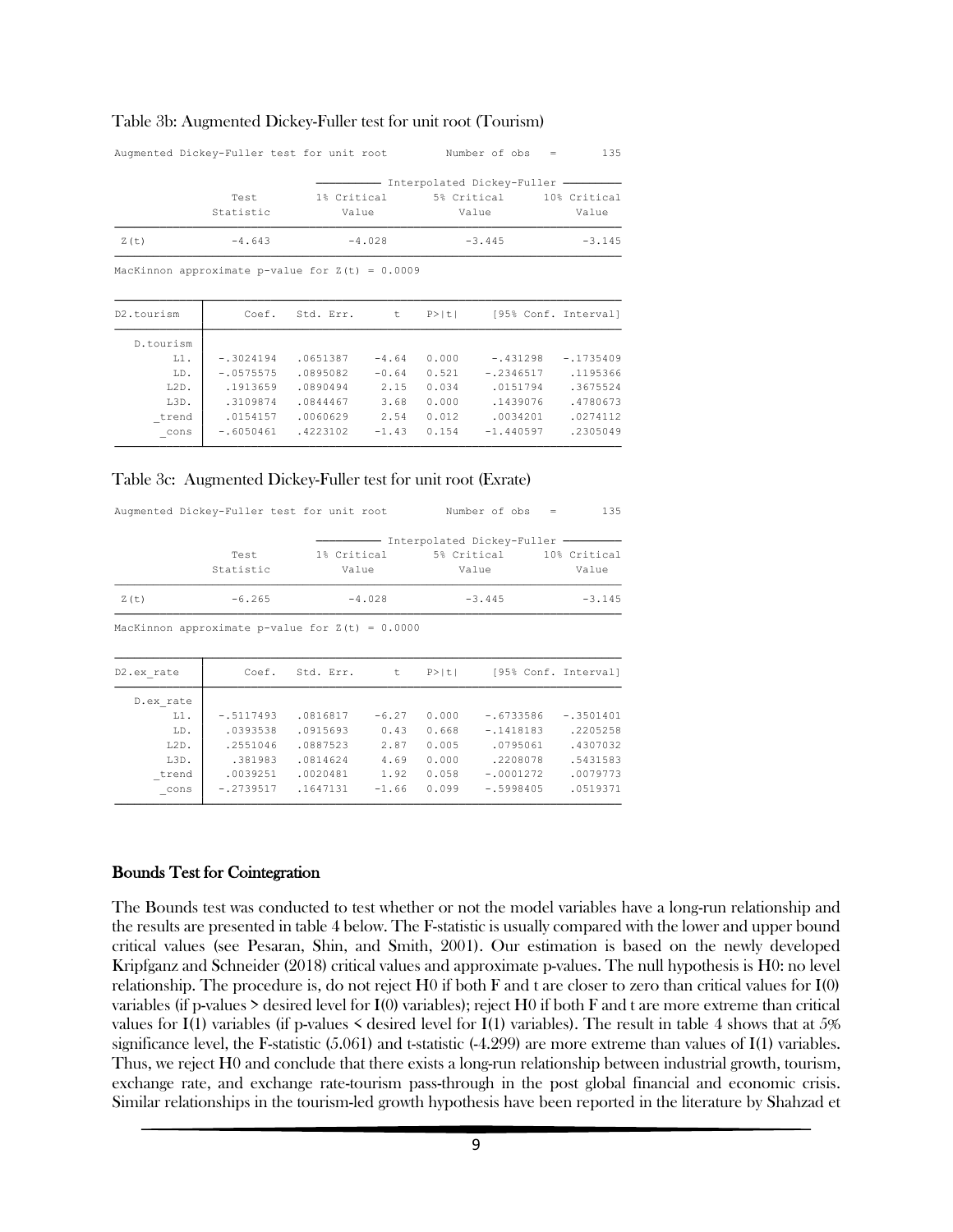Table 3b: Augmented Dickey-Fuller test for unit root (Tourism)

Augmented Dickey-Fuller test for unit root Number of obs = 135

| | Test Statistic | Interpolated Dickey-Fuller 1% Critical Value | 5% Critical Value | 10% Critical Value |
|---|---|---|---|---|
| Z(t) | -4.643 | -4.028 | -3.445 | -3.145 |

MacKinnon approximate p-value for Z(t) = 0.0009

| D2.tourism | Coef. | Std. Err. | t | P>\|t\| | [95% Conf. Interval] | |
|---|---|---|---|---|---|---|
| D.tourism | | | | | | |
| L1. | -.3024194 | .0651387 | -4.64 | 0.000 | -.431298 | -.1735409 |
| LD. | -.0575575 | .0895082 | -0.64 | 0.521 | -.2346517 | .1195366 |
| L2D. | .1913659 | .0890494 | 2.15 | 0.034 | .0151794 | .3675524 |
| L3D. | .3109874 | .0844467 | 3.68 | 0.000 | .1439076 | .4780673 |
| _trend | .0154157 | .0060629 | 2.54 | 0.012 | .0034201 | .0274112 |
| _cons | -.6050461 | .4223102 | -1.43 | 0.154 | -1.440597 | .2305049 |

Table 3c: Augmented Dickey-Fuller test for unit root (Exrate)

Augmented Dickey-Fuller test for unit root Number of obs = 135

| | Test Statistic | Interpolated Dickey-Fuller 1% Critical Value | 5% Critical Value | 10% Critical Value |
|---|---|---|---|---|
| Z(t) | -6.265 | -4.028 | -3.445 | -3.145 |

MacKinnon approximate p-value for Z(t) = 0.0000

| D2.ex_rate | Coef. | Std. Err. | t | P>\|t\| | [95% Conf. Interval] | |
|---|---|---|---|---|---|---|
| D.ex_rate | | | | | | |
| L1. | -.5117493 | .0816817 | -6.27 | 0.000 | -.6733586 | -.3501401 |
| LD. | .0393538 | .0915693 | 0.43 | 0.668 | -.1418183 | .2205258 |
| L2D. | .2551046 | .0887523 | 2.87 | 0.005 | .0795061 | .4307032 |
| L3D. | .381983 | .0814624 | 4.69 | 0.000 | .2208078 | .5431583 |
| _trend | .0039251 | .0020481 | 1.92 | 0.058 | -.0001272 | .0079773 |
| _cons | -.2739517 | .1647131 | -1.66 | 0.099 | -.5998405 | .0519371 |

## Bounds Test for Cointegration

The Bounds test was conducted to test whether or not the model variables have a long-run relationship and the results are presented in table 4 below. The F-statistic is usually compared with the lower and upper bound critical values (see Pesaran, Shin, and Smith, 2001). Our estimation is based on the newly developed Kripfganz and Schneider (2018) critical values and approximate p-values. The null hypothesis is H0: no level relationship. The procedure is, do not reject H0 if both F and t are closer to zero than critical values for I(0) variables (if p-values > desired level for I(0) variables); reject H0 if both F and t are more extreme than critical values for I(1) variables (if p-values < desired level for I(1) variables). The result in table 4 shows that at 5% significance level, the F-statistic (5.061) and t-statistic (-4.299) are more extreme than values of I(1) variables. Thus, we reject H0 and conclude that there exists a long-run relationship between industrial growth, tourism, exchange rate, and exchange rate-tourism pass-through in the post global financial and economic crisis. Similar relationships in the tourism-led growth hypothesis have been reported in the literature by Shahzad et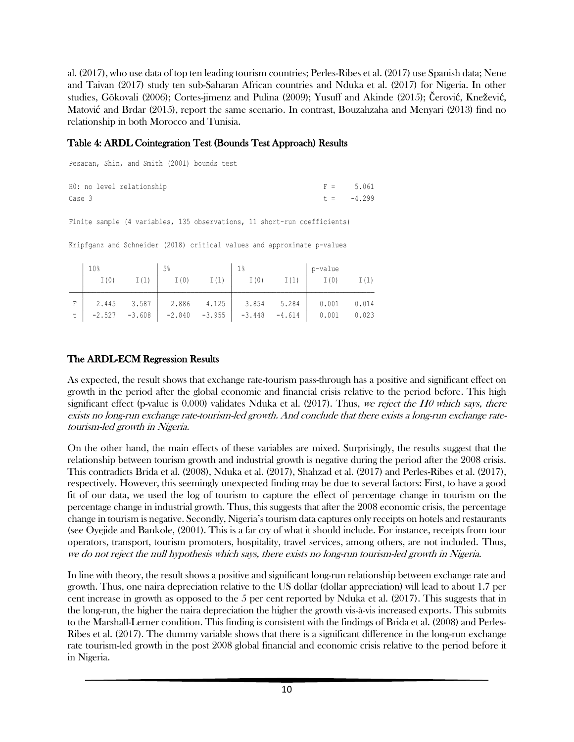al. (2017), who use data of top ten leading tourism countries; Perles-Ribes et al. (2017) use Spanish data; Nene and Taivan (2017) study ten sub-Saharan African countries and Nduka et al. (2017) for Nigeria. In other studies, Gõkovali (2006); Cortes-jimenz and Pulina (2009); Yusuff and Akinde (2015); Čerović, Knežević, Matović and Brdar (2015), report the same scenario. In contrast, Bouzahzaha and Menyari (2013) find no relationship in both Morocco and Tunisia.

### Table 4: ARDL Cointegration Test (Bounds Test Approach) Results

```
Pesaran, Shin, and Smith (2001) bounds test

H0: no level relationship                                    F =     5.061
Case 3                                                       t =    -4.299

Finite sample (4 variables, 135 observations, 11 short-run coefficients)

Kripfganz and Schneider (2018) critical values and approximate p-values
```

| | 10% | | 5% | | 1% | | p-value | |
|---|---|---|---|---|---|---|---|---|
| | I(0) | I(1) | I(0) | I(1) | I(0) | I(1) | I(0) | I(1) |
| F | 2.445 | 3.587 | 2.886 | 4.125 | 3.854 | 5.284 | 0.001 | 0.014 |
| t | -2.527 | -3.608 | -2.840 | -3.955 | -3.448 | -4.614 | 0.001 | 0.023 |

### The ARDL-ECM Regression Results

As expected, the result shows that exchange rate-tourism pass-through has a positive and significant effect on growth in the period after the global economic and financial crisis relative to the period before. This high significant effect (p-value is 0.000) validates Nduka et al. (2017). Thus, *we reject the H0 which says, there exists no long-run exchange rate-tourism-led growth. And conclude that there exists a long-run exchange rate-tourism-led growth in Nigeria.*

On the other hand, the main effects of these variables are mixed. Surprisingly, the results suggest that the relationship between tourism growth and industrial growth is negative during the period after the 2008 crisis. This contradicts Brida et al. (2008), Nduka et al. (2017), Shahzad et al. (2017) and Perles-Ribes et al. (2017), respectively. However, this seemingly unexpected finding may be due to several factors: First, to have a good fit of our data, we used the log of tourism to capture the effect of percentage change in tourism on the percentage change in industrial growth. Thus, this suggests that after the 2008 economic crisis, the percentage change in tourism is negative. Secondly, Nigeria's tourism data captures only receipts on hotels and restaurants (see Oyejide and Bankole, (2001). This is a far cry of what it should include. For instance, receipts from tour operators, transport, tourism promoters, hospitality, travel services, among others, are not included. Thus, *we do not reject the null hypothesis which says, there exists no long-run tourism-led growth in Nigeria.*

In line with theory, the result shows a positive and significant long-run relationship between exchange rate and growth. Thus, one naira depreciation relative to the US dollar (dollar appreciation) will lead to about 1.7 per cent increase in growth as opposed to the 5 per cent reported by Nduka et al. (2017). This suggests that in the long-run, the higher the naira depreciation the higher the growth vis-à-vis increased exports. This submits to the Marshall-Lerner condition. This finding is consistent with the findings of Brida et al. (2008) and Perles-Ribes et al. (2017). The dummy variable shows that there is a significant difference in the long-run exchange rate tourism-led growth in the post 2008 global financial and economic crisis relative to the period before it in Nigeria.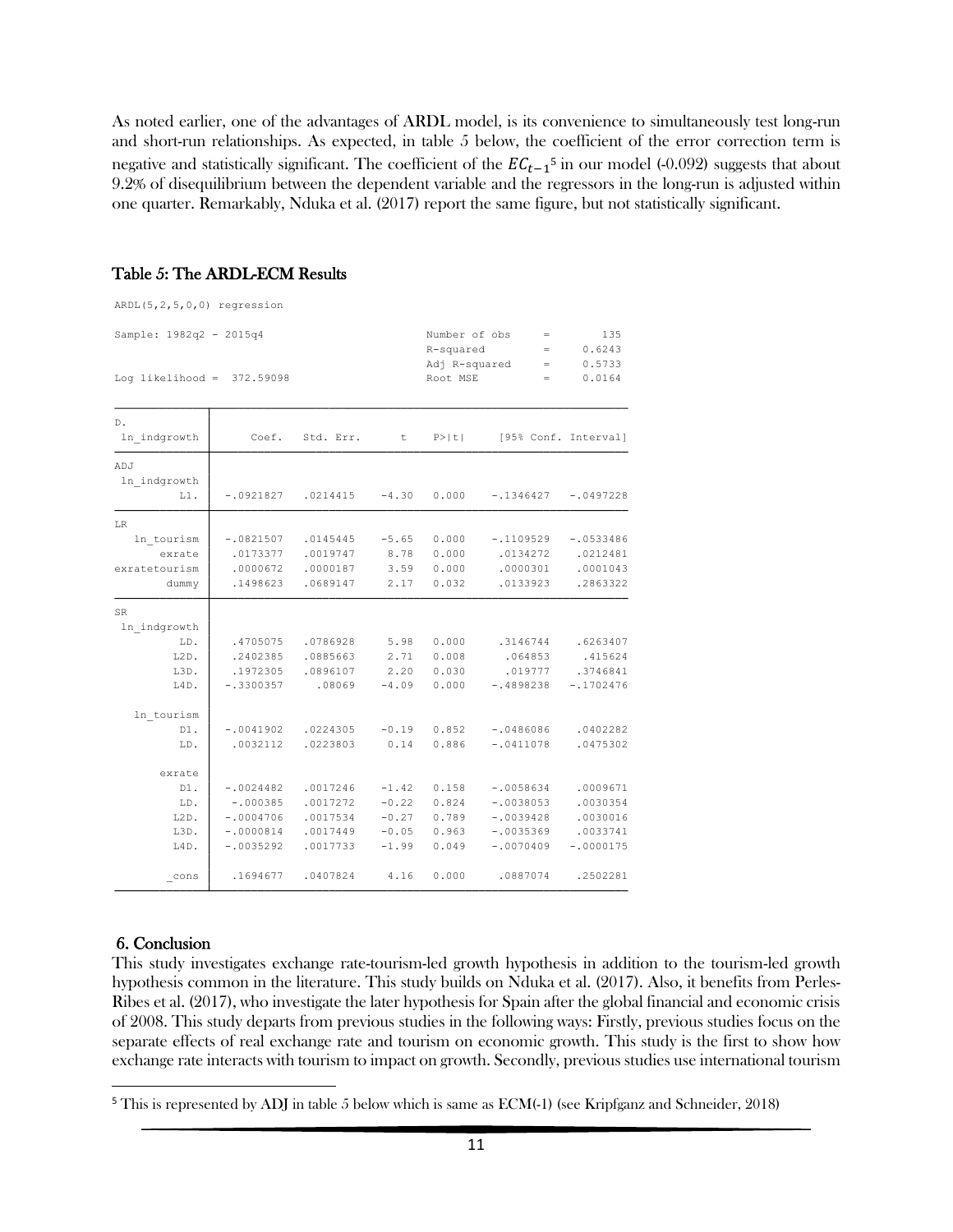As noted earlier, one of the advantages of ARDL model, is its convenience to simultaneously test long-run and short-run relationships. As expected, in table 5 below, the coefficient of the error correction term is negative and statistically significant. The coefficient of the $EC_{t-1}$[5] in our model (-0.092) suggests that about 9.2% of disequilibrium between the dependent variable and the regressors in the long-run is adjusted within one quarter. Remarkably, Nduka et al. (2017) report the same figure, but not statistically significant.

### Table 5: The ARDL-ECM Results

```
ARDL(5,2,5,0,0) regression

Sample: 1982q2 - 2015q4                         Number of obs     =        135
                                                R-squared         =     0.6243
                                                Adj R-squared     =     0.5733
Log likelihood =  372.59098                     Root MSE          =     0.0164
```

| D. ln_indgrowth | Coef. | Std. Err. | t | P>\|t\| | [95% Conf. | Interval] |
|---|---|---|---|---|---|---|
| **ADJ** | | | | | | |
| ln_indgrowth | | | | | | |
| L1. | -.0921827 | .0214415 | -4.30 | 0.000 | -.1346427 | -.0497228 |
| **LR** | | | | | | |
| ln_tourism | -.0821507 | .0145445 | -5.65 | 0.000 | -.1109529 | -.0533486 |
| exrate | .0173377 | .0019747 | 8.78 | 0.000 | .0134272 | .0212481 |
| exratetourism | .0000672 | .0000187 | 3.59 | 0.000 | .0000301 | .0001043 |
| dummy | .1498623 | .0689147 | 2.17 | 0.032 | .0133923 | .2863322 |
| **SR** | | | | | | |
| ln_indgrowth | | | | | | |
| LD. | .4705075 | .0786928 | 5.98 | 0.000 | .3146744 | .6263407 |
| L2D. | .2402385 | .0885663 | 2.71 | 0.008 | .064853 | .415624 |
| L3D. | .1972305 | .0896107 | 2.20 | 0.030 | .019777 | .3746841 |
| L4D. | -.3300357 | .08069 | -4.09 | 0.000 | -.4898238 | -.1702476 |
| ln_tourism | | | | | | |
| D1. | -.0041902 | .0224305 | -0.19 | 0.852 | -.0486086 | .0402282 |
| LD. | .0032112 | .0223803 | 0.14 | 0.886 | -.0411078 | .0475302 |
| exrate | | | | | | |
| D1. | -.0024482 | .0017246 | -1.42 | 0.158 | -.0058634 | .0009671 |
| LD. | -.000385 | .0017272 | -0.22 | 0.824 | -.0038053 | .0030354 |
| L2D. | -.0004706 | .0017534 | -0.27 | 0.789 | -.0039428 | .0030016 |
| L3D. | -.0000814 | .0017449 | -0.05 | 0.963 | -.0035369 | .0033741 |
| L4D. | -.0035292 | .0017733 | -1.99 | 0.049 | -.0070409 | -.0000175 |
| _cons | .1694677 | .0407824 | 4.16 | 0.000 | .0887074 | .2502281 |

## 6. Conclusion

This study investigates exchange rate-tourism-led growth hypothesis in addition to the tourism-led growth hypothesis common in the literature. This study builds on Nduka et al. (2017). Also, it benefits from Perles-Ribes et al. (2017), who investigate the later hypothesis for Spain after the global financial and economic crisis of 2008. This study departs from previous studies in the following ways: Firstly, previous studies focus on the separate effects of real exchange rate and tourism on economic growth. This study is the first to show how exchange rate interacts with tourism to impact on growth. Secondly, previous studies use international tourism

---

[5] This is represented by ADJ in table 5 below which is same as ECM(-1) (see Kripfganz and Schneider, 2018)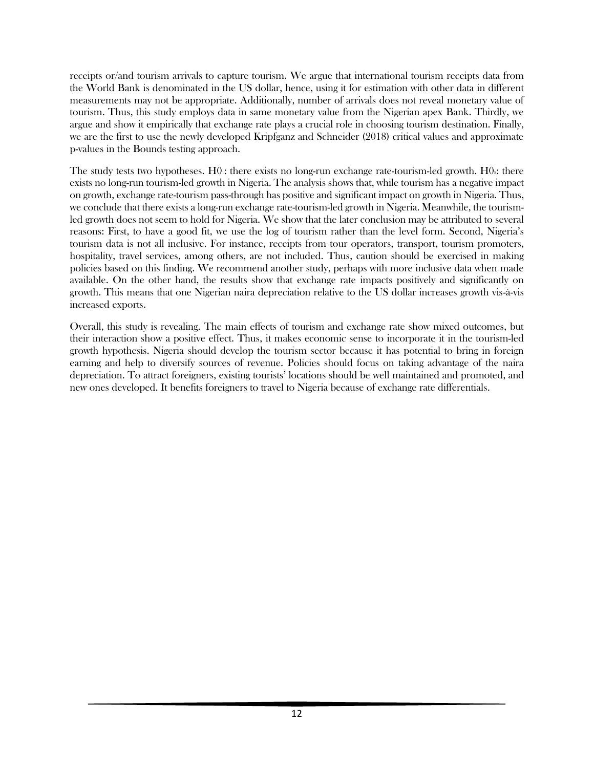receipts or/and tourism arrivals to capture tourism. We argue that international tourism receipts data from the World Bank is denominated in the US dollar, hence, using it for estimation with other data in different measurements may not be appropriate. Additionally, number of arrivals does not reveal monetary value of tourism. Thus, this study employs data in same monetary value from the Nigerian apex Bank. Thirdly, we argue and show it empirically that exchange rate plays a crucial role in choosing tourism destination. Finally, we are the first to use the newly developed Kripfganz and Schneider (2018) critical values and approximate p-values in the Bounds testing approach.

The study tests two hypotheses. $H0_1$: there exists no long-run exchange rate-tourism-led growth. $H0_2$: there exists no long-run tourism-led growth in Nigeria. The analysis shows that, while tourism has a negative impact on growth, exchange rate-tourism pass-through has positive and significant impact on growth in Nigeria. Thus, we conclude that there exists a long-run exchange rate-tourism-led growth in Nigeria. Meanwhile, the tourism-led growth does not seem to hold for Nigeria. We show that the later conclusion may be attributed to several reasons: First, to have a good fit, we use the log of tourism rather than the level form. Second, Nigeria's tourism data is not all inclusive. For instance, receipts from tour operators, transport, tourism promoters, hospitality, travel services, among others, are not included. Thus, caution should be exercised in making policies based on this finding. We recommend another study, perhaps with more inclusive data when made available. On the other hand, the results show that exchange rate impacts positively and significantly on growth. This means that one Nigerian naira depreciation relative to the US dollar increases growth vis-à-vis increased exports.

Overall, this study is revealing. The main effects of tourism and exchange rate show mixed outcomes, but their interaction show a positive effect. Thus, it makes economic sense to incorporate it in the tourism-led growth hypothesis. Nigeria should develop the tourism sector because it has potential to bring in foreign earning and help to diversify sources of revenue. Policies should focus on taking advantage of the naira depreciation. To attract foreigners, existing tourists' locations should be well maintained and promoted, and new ones developed. It benefits foreigners to travel to Nigeria because of exchange rate differentials.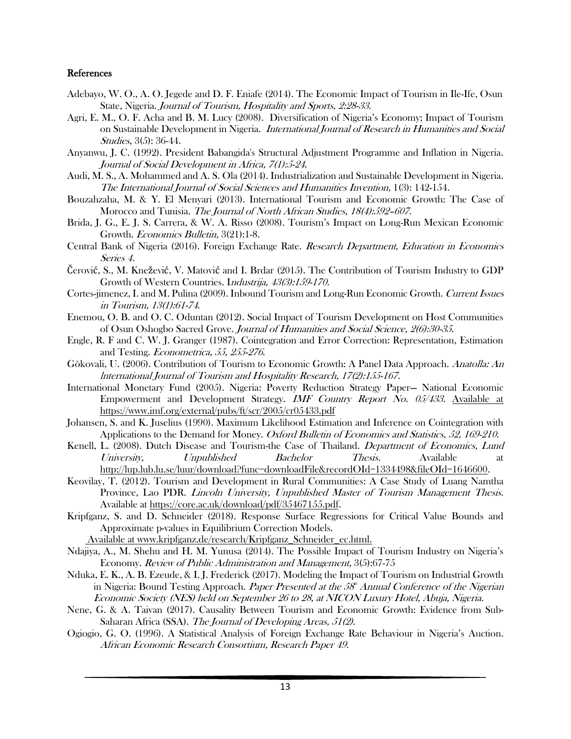### References

Adebayo, W. O., A. O. Jegede and D. F. Eniafe (2014). The Economic Impact of Tourism in Ile-Ife, Osun State, Nigeria. *Journal of Tourism, Hospitality and Sports, 2:28-33.*

Agri, E. M., O. F. Acha and B. M. Lucy (2008). Diversification of Nigeria's Economy; Impact of Tourism on Sustainable Development in Nigeria. *International Journal of Research in Humanities and Social Studies*, 3(5): 36-44.

Anyanwu, J. C. (1992). President Babangida's Structural Adjustment Programme and Inflation in Nigeria. *Journal of Social Development in Africa, 7(1):5-24.*

Audi, M. S., A. Mohammed and A. S. Ola (2014). Industrialization and Sustainable Development in Nigeria. *The International Journal of Social Sciences and Humanities Invention,* 1(3): 142-154.

Bouzahzaha, M. & Y. El Menyari (2013). International Tourism and Economic Growth: The Case of Morocco and Tunisia. *The Journal of North African Studies, 18(4):592–607.*

Brida, J. G., E. J. S. Carrera, & W. A. Risso (2008). Tourism's Impact on Long-Run Mexican Economic Growth. *Economics Bulletin,* 3(21):1-8.

Central Bank of Nigeria (2016). Foreign Exchange Rate. *Research Department, Education in Economics Series 4.*

Čerović, S., M. Knežević, V. Matović and I. Brdar (2015). The Contribution of Tourism Industry to GDP Growth of Western Countries. I*ndustrija, 43(3):159-170.*

Cortes-jimenez, I. and M. Pulina (2009). Inbound Tourism and Long-Run Economic Growth. *Current Issues in Tourism, 13(1):61-74.*

Enemou, O. B. and O. C. Oduntan (2012). Social Impact of Tourism Development on Host Communities of Osun Oshogbo Sacred Grove. *Journal of Humanities and Social Science, 2(6):30-35.*

Engle, R. F and C. W. J. Granger (1987). Cointegration and Error Correction: Representation, Estimation and Testing. *Econometrica, 55, 255-276.*

Gökovali, U. (2006). Contribution of Tourism to Economic Growth: A Panel Data Approach. *Anatolla: An International Journal of Tourism and Hospitality Research, 17(2):155-167.*

International Monetary Fund (2005). Nigeria: Poverty Reduction Strategy Paper— National Economic Empowerment and Development Strategy. *IMF Country Report No. 05/433.* Available at https://www.imf.org/external/pubs/ft/scr/2005/cr05433.pdf

Johansen, S. and K. Juselius (1990). Maximum Likelihood Estimation and Inference on Cointegration with Applications to the Demand for Money. *Oxford Bulletin of Economics and Statistics, 52, 169-210.*

Kenell, L. (2008). Dutch Disease and Tourism-the Case of Thailand. *Department of Economics, Lund University, Unpublished Bachelor Thesis.* Available at http://lup.lub.lu.se/luur/download?func=downloadFile&recordOId=1334498&fileOId=1646600.

Keovilay, T. (2012). Tourism and Development in Rural Communities: A Case Study of Luang Namtha Province, Lao PDR. *Lincoln University, Unpublished Master of Tourism Management Thesis.* Available at https://core.ac.uk/download/pdf/35467155.pdf.

Kripfganz, S. and D. Schneider (2018). Response Surface Regressions for Critical Value Bounds and Approximate p-values in Equilibrium Correction Models. Available at www.kripfganz.de/research/Kripfganz_Schneider_ec.html.

Ndajiya, A., M. Shehu and H. M. Yunusa (2014). The Possible Impact of Tourism Industry on Nigeria's Economy. *Review of Public Administration and Management,* 3(5):67-75

Nduka, E. K., A. B. Ezeude, & I. J. Frederick (2017). Modeling the Impact of Tourism on Industrial Growth in Nigeria: Bound Testing Approach. *Paper Presented at the 58th Annual Conference of the Nigerian Economic Society (NES) held on September 26 to 28, at NICON Luxury Hotel, Abuja, Nigeria.*

Nene, G. & A. Taivan (2017). Causality Between Tourism and Economic Growth: Evidence from Sub-Saharan Africa (SSA). *The Journal of Developing Areas, 51(2).*

Ogiogio, G. O. (1996). A Statistical Analysis of Foreign Exchange Rate Behaviour in Nigeria's Auction. *African Economic Research Consortium, Research Paper 49.*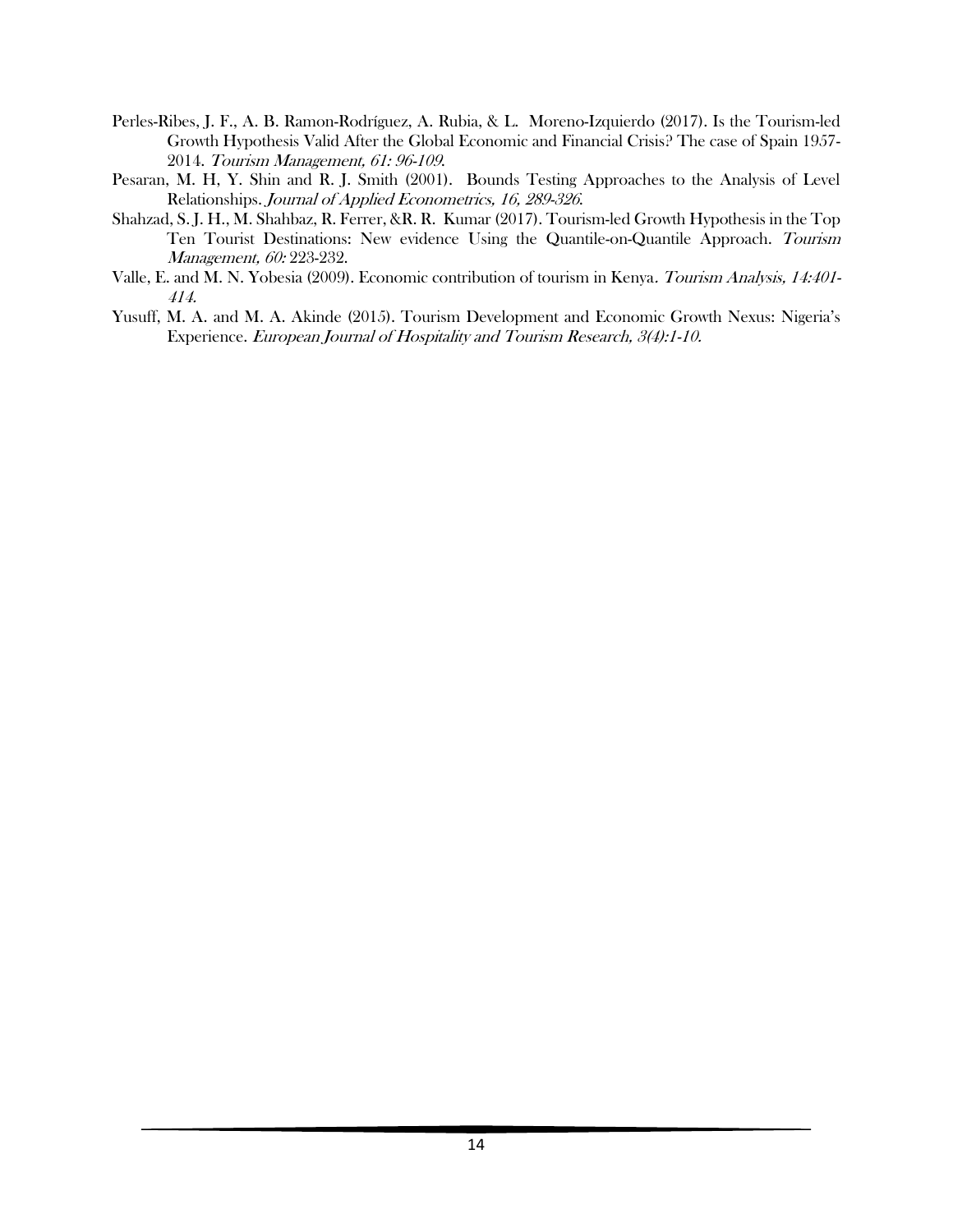Perles-Ribes, J. F., A. B. Ramon-Rodríguez, A. Rubia, & L. Moreno-Izquierdo (2017). Is the Tourism-led Growth Hypothesis Valid After the Global Economic and Financial Crisis? The case of Spain 1957-2014. *Tourism Management, 61: 96-109.*

Pesaran, M. H, Y. Shin and R. J. Smith (2001). Bounds Testing Approaches to the Analysis of Level Relationships. *Journal of Applied Econometrics, 16, 289-326.*

Shahzad, S. J. H., M. Shahbaz, R. Ferrer, &R. R. Kumar (2017). Tourism-led Growth Hypothesis in the Top Ten Tourist Destinations: New evidence Using the Quantile-on-Quantile Approach. *Tourism Management, 60:* 223-232.

Valle, E. and M. N. Yobesia (2009). Economic contribution of tourism in Kenya. *Tourism Analysis, 14:401-414.*

Yusuff, M. A. and M. A. Akinde (2015). Tourism Development and Economic Growth Nexus: Nigeria's Experience. *European Journal of Hospitality and Tourism Research, 3(4):1-10.*